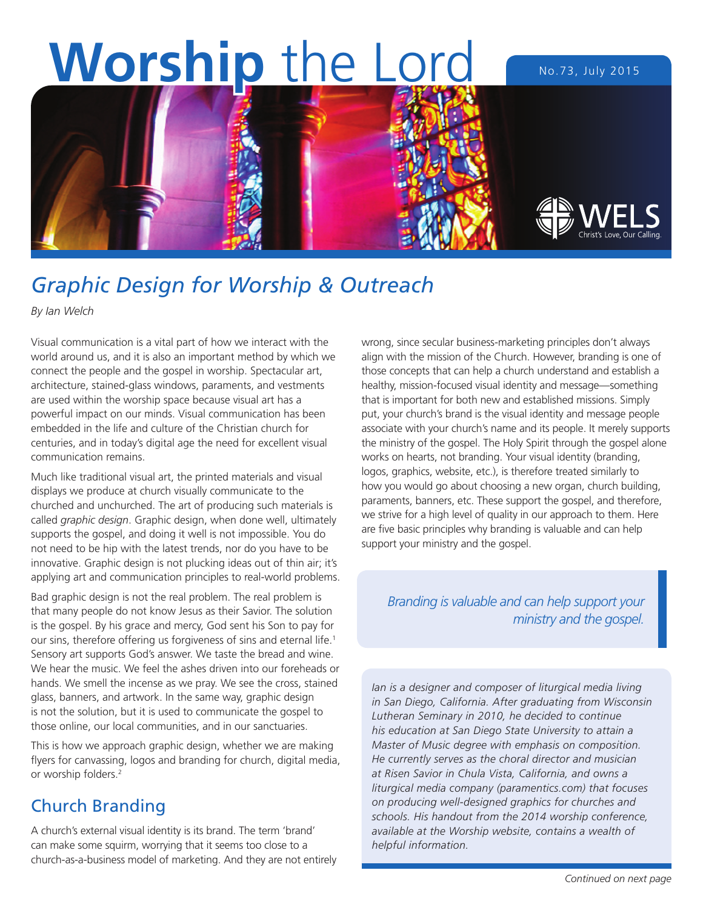# **Worship** the Lord

No.73, July 2015

WELS Christ's Love, Our Calling.

## *Graphic Design for Worship & Outreach*

*By Ian Welch*

Visual communication is a vital part of how we interact with the world around us, and it is also an important method by which we connect the people and the gospel in worship. Spectacular art, architecture, stained-glass windows, paraments, and vestments are used within the worship space because visual art has a powerful impact on our minds. Visual communication has been embedded in the life and culture of the Christian church for centuries, and in today's digital age the need for excellent visual communication remains.

Much like traditional visual art, the printed materials and visual displays we produce at church visually communicate to the churched and unchurched. The art of producing such materials is called *graphic design*. Graphic design, when done well, ultimately supports the gospel, and doing it well is not impossible. You do not need to be hip with the latest trends, nor do you have to be innovative. Graphic design is not plucking ideas out of thin air; it's applying art and communication principles to real-world problems.

Bad graphic design is not the real problem. The real problem is that many people do not know Jesus as their Savior. The solution is the gospel. By his grace and mercy, God sent his Son to pay for our sins, therefore offering us forgiveness of sins and eternal life.[1] Sensory art supports God's answer. We taste the bread and wine. We hear the music. We feel the ashes driven into our foreheads or hands. We smell the incense as we pray. We see the cross, stained glass, banners, and artwork. In the same way, graphic design is not the solution, but it is used to communicate the gospel to those online, our local communities, and in our sanctuaries.

This is how we approach graphic design, whether we are making flyers for canvassing, logos and branding for church, digital media, or worship folders.[2]

## Church Branding

A church's external visual identity is its brand. The term 'brand' can make some squirm, worrying that it seems too close to a church-as-a-business model of marketing. And they are not entirely wrong, since secular business-marketing principles don't always align with the mission of the Church. However, branding is one of those concepts that can help a church understand and establish a healthy, mission-focused visual identity and message—something that is important for both new and established missions. Simply put, your church's brand is the visual identity and message people associate with your church's name and its people. It merely supports the ministry of the gospel. The Holy Spirit through the gospel alone works on hearts, not branding. Your visual identity (branding, logos, graphics, website, etc.), is therefore treated similarly to how you would go about choosing a new organ, church building, paraments, banners, etc. These support the gospel, and therefore, we strive for a high level of quality in our approach to them. Here are five basic principles why branding is valuable and can help support your ministry and the gospel.

> *Branding is valuable and can help support your ministry and the gospel.*

*Ian is a designer and composer of liturgical media living in San Diego, California. After graduating from Wisconsin Lutheran Seminary in 2010, he decided to continue his education at San Diego State University to attain a Master of Music degree with emphasis on composition. He currently serves as the choral director and musician at Risen Savior in Chula Vista, California, and owns a liturgical media company (paramentics.com) that focuses on producing well-designed graphics for churches and schools. His handout from the 2014 worship conference, available at the Worship website, contains a wealth of helpful information.*

*Continued on next page*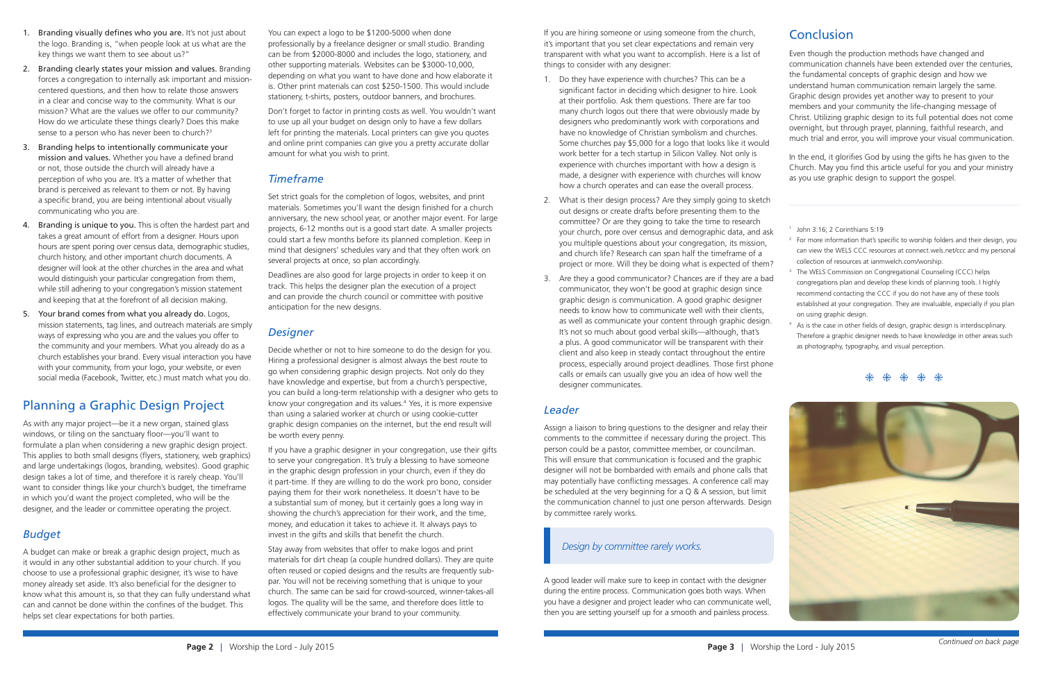1. **Branding visually defines who you are.** It's not just about the logo. Branding is, "when people look at us what are the key things we want them to see about us?"
2. **Branding clearly states your mission and values.** Branding forces a congregation to internally ask important and mission-centered questions, and then how to relate those answers in a clear and concise way to the community. What is our mission? What are the values we offer to our community? How do we articulate these things clearly? Does this make sense to a person who has never been to church?[3]
3. **Branding helps to intentionally communicate your mission and values.** Whether you have a defined brand or not, those outside the church will already have a perception of who you are. It's a matter of whether that brand is perceived as relevant to them or not. By having a specific brand, you are being intentional about visually communicating who you are.
4. **Branding is unique to you.** This is often the hardest part and takes a great amount of effort from a designer. Hours upon hours are spent poring over census data, demographic studies, church history, and other important church documents. A designer will look at the other churches in the area and what would distinguish your particular congregation from them, while still adhering to your congregation's mission statement and keeping that at the forefront of all decision making.
5. **Your brand comes from what you already do.** Logos, mission statements, tag lines, and outreach materials are simply ways of expressing who you are and the values you offer to the community and your members. What you already do as a church establishes your brand. Every visual interaction you have with your community, from your logo, your website, or even social media (Facebook, Twitter, etc.) must match what you do.

## Planning a Graphic Design Project

As with any major project—be it a new organ, stained glass windows, or tiling on the sanctuary floor—you'll want to formulate a plan when considering a new graphic design project. This applies to both small designs (flyers, stationery, web graphics) and large undertakings (logos, branding, websites). Good graphic design takes a lot of time, and therefore it is rarely cheap. You'll want to consider things like your church's budget, the timeframe in which you'd want the project completed, who will be the designer, and the leader or committee operating the project.

### *Budget*

A budget can make or break a graphic design project, much as it would in any other substantial addition to your church. If you choose to use a professional graphic designer, it's wise to have money already set aside. It's also beneficial for the designer to know what this amount is, so that they can fully understand what can and cannot be done within the confines of the budget. This helps set clear expectations for both parties.

You can expect a logo to be $1200-5000 when done professionally by a freelance designer or small studio. Branding can be from $2000-8000 and includes the logo, stationery, and other supporting materials. Websites can be $3000-10,000, depending on what you want to have done and how elaborate it is. Other print materials can cost $250-1500. This would include stationery, t-shirts, posters, outdoor banners, and brochures.

Don't forget to factor in printing costs as well. You wouldn't want to use up all your budget on design only to have a few dollars left for printing the materials. Local printers can give you quotes and online print companies can give you a pretty accurate dollar amount for what you wish to print.

### *Timeframe*

Set strict goals for the completion of logos, websites, and print materials. Sometimes you'll want the design finished for a church anniversary, the new school year, or another major event. For large projects, 6-12 months out is a good start date. A smaller projects could start a few months before its planned completion. Keep in mind that designers' schedules vary and that they often work on several projects at once, so plan accordingly.

Deadlines are also good for large projects in order to keep it on track. This helps the designer plan the execution of a project and can provide the church council or committee with positive anticipation for the new designs.

### *Designer*

Decide whether or not to hire someone to do the design for you. Hiring a professional designer is almost always the best route to go when considering graphic design projects. Not only do they have knowledge and expertise, but from a church's perspective, you can build a long-term relationship with a designer who gets to know your congregation and its values.[4] Yes, it is more expensive than using a salaried worker at church or using cookie-cutter graphic design companies on the internet, but the end result will be worth every penny.

If you have a graphic designer in your congregation, use their gifts to serve your congregation. It's truly a blessing to have someone in the graphic design profession in your church, even if they do it part-time. If they are willing to do the work pro bono, consider paying them for their work nonetheless. It doesn't have to be a substantial sum of money, but it certainly goes a long way in showing the church's appreciation for their work, and the time, money, and education it takes to achieve it. It always pays to invest in the gifts and skills that benefit the church.

Stay away from websites that offer to make logos and print materials for dirt cheap (a couple hundred dollars). They are quite often reused or copied designs and the results are frequently sub-par. You will not be receiving something that is unique to your church. The same can be said for crowd-sourced, winner-takes-all logos. The quality will be the same, and therefore does little to effectively communicate your brand to your community.

If you are hiring someone or using someone from the church, it's important that you set clear expectations and remain very transparent with what you want to accomplish. Here is a list of things to consider with any designer:

1. Do they have experience with churches? This can be a significant factor in deciding which designer to hire. Look at their portfolio. Ask them questions. There are far too many church logos out there that were obviously made by designers who predominantly work with corporations and have no knowledge of Christian symbolism and churches. Some churches pay $5,000 for a logo that looks like it would work better for a tech startup in Silicon Valley. Not only is experience with churches important with how a design is made, a designer with experience with churches will know how a church operates and can ease the overall process.
2. What is their design process? Are they simply going to sketch out designs or create drafts before presenting them to the committee? Or are they going to take the time to research your church, pore over census and demographic data, and ask you multiple questions about your congregation, its mission, and church life? Research can span half the timeframe of a project or more. Will they be doing what is expected of them?
3. Are they a good communicator? Chances are if they are a bad communicator, they won't be good at graphic design since graphic design is communication. A good graphic designer needs to know how to communicate well with their clients, as well as communicate your content through graphic design. It's not so much about good verbal skills—although, that's a plus. A good communicator will be transparent with their client and also keep in steady contact throughout the entire process, especially around project deadlines. Those first phone calls or emails can usually give you an idea of how well the designer communicates.

### *Leader*

Assign a liaison to bring questions to the designer and relay their comments to the committee if necessary during the project. This person could be a pastor, committee member, or councilman. This will ensure that communication is focused and the graphic designer will not be bombarded with emails and phone calls that may potentially have conflicting messages. A conference call may be scheduled at the very beginning for a Q & A session, but limit the communication channel to just one person afterwards. Design by committee rarely works.

> *Design by committee rarely works.*

A good leader will make sure to keep in contact with the designer during the entire process. Communication goes both ways. When you have a designer and project leader who can communicate well, then you are setting yourself up for a smooth and painless process.

## Conclusion

Even though the production methods have changed and communication channels have been extended over the centuries, the fundamental concepts of graphic design and how we understand human communication remain largely the same. Graphic design provides yet another way to present to your members and your community the life-changing message of Christ. Utilizing graphic design to its full potential does not come overnight, but through prayer, planning, faithful research, and much trial and error, you will improve your visual communication.

In the end, it glorifies God by using the gifts he has given to the Church. May you find this article useful for you and your ministry as you use graphic design to support the gospel.

---

[1] John 3:16; 2 Corinthians 5:19

[2] For more information that's specific to worship folders and their design, you can view the WELS CCC resources at connect.wels.net/ccc and my personal collection of resources at ianmwelch.com/worship.

[3] The WELS Commission on Congregational Counseling (CCC) helps congregations plan and develop these kinds of planning tools. I highly recommend contacting the CCC if you do not have any of these tools established at your congregation. They are invaluable, especially if you plan on using graphic design.

[4] As is the case in other fields of design, graphic design is interdisciplinary. Therefore a graphic designer needs to have knowledge in other areas such as photography, typography, and visual perception.

❋ ❋ ❋ ❋ ❋

*Continued on back page*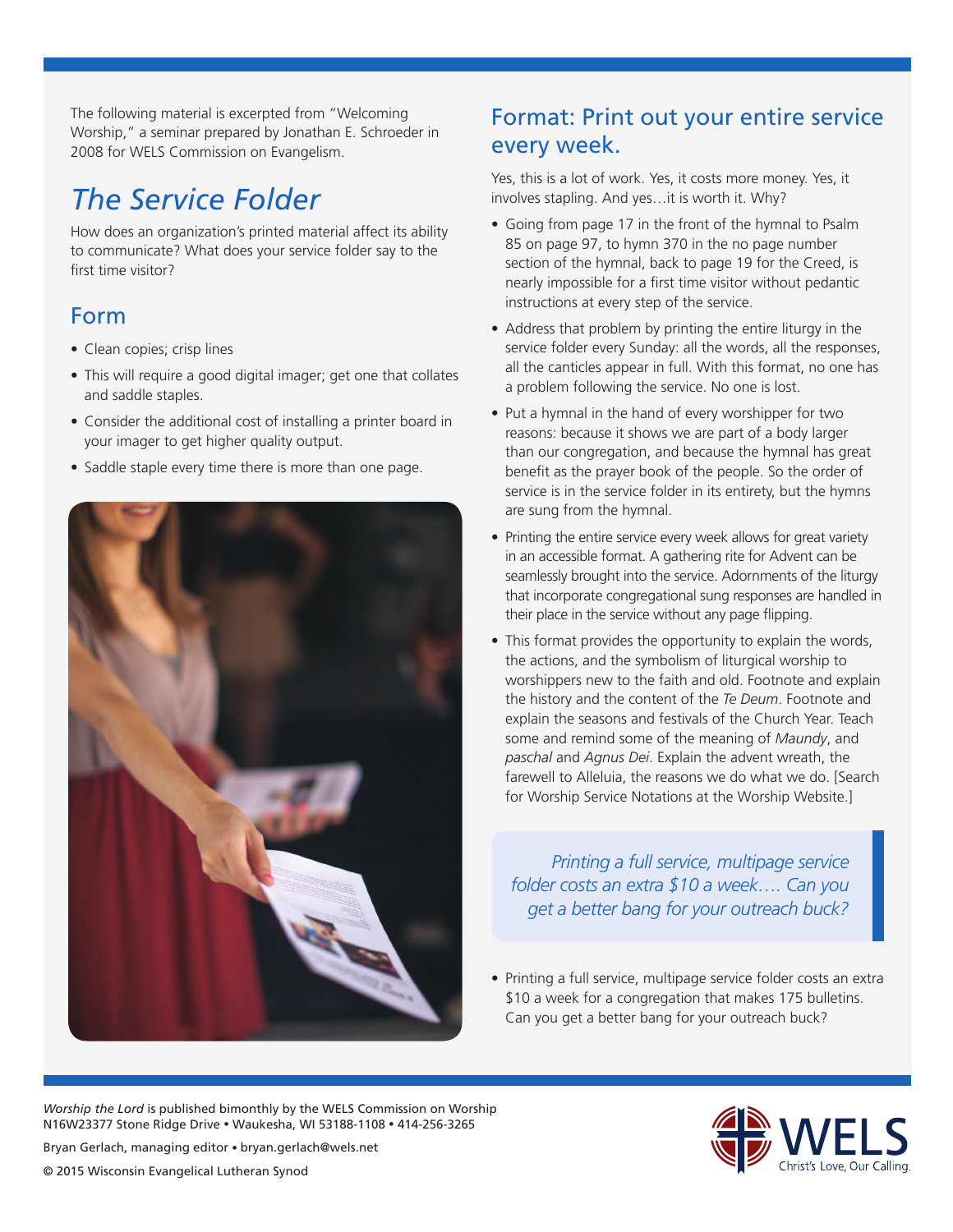The following material is excerpted from "Welcoming Worship," a seminar prepared by Jonathan E. Schroeder in 2008 for WELS Commission on Evangelism.

# *The Service Folder*

How does an organization's printed material affect its ability to communicate? What does your service folder say to the first time visitor?

## Form

- Clean copies; crisp lines
- This will require a good digital imager; get one that collates and saddle staples.
- Consider the additional cost of installing a printer board in your imager to get higher quality output.
- Saddle staple every time there is more than one page.

## Format: Print out your entire service every week.

Yes, this is a lot of work. Yes, it costs more money. Yes, it involves stapling. And yes…it is worth it. Why?

- Going from page 17 in the front of the hymnal to Psalm 85 on page 97, to hymn 370 in the no page number section of the hymnal, back to page 19 for the Creed, is nearly impossible for a first time visitor without pedantic instructions at every step of the service.
- Address that problem by printing the entire liturgy in the service folder every Sunday: all the words, all the responses, all the canticles appear in full. With this format, no one has a problem following the service. No one is lost.
- Put a hymnal in the hand of every worshipper for two reasons: because it shows we are part of a body larger than our congregation, and because the hymnal has great benefit as the prayer book of the people. So the order of service is in the service folder in its entirety, but the hymns are sung from the hymnal.
- Printing the entire service every week allows for great variety in an accessible format. A gathering rite for Advent can be seamlessly brought into the service. Adornments of the liturgy that incorporate congregational sung responses are handled in their place in the service without any page flipping.
- This format provides the opportunity to explain the words, the actions, and the symbolism of liturgical worship to worshippers new to the faith and old. Footnote and explain the history and the content of the *Te Deum*. Footnote and explain the seasons and festivals of the Church Year. Teach some and remind some of the meaning of *Maundy*, and *paschal* and *Agnus Dei*. Explain the advent wreath, the farewell to Alleluia, the reasons we do what we do. [Search for Worship Service Notations at the Worship Website.]

> *Printing a full service, multipage service folder costs an extra $10 a week…. Can you get a better bang for your outreach buck?*

- Printing a full service, multipage service folder costs an extra $10 a week for a congregation that makes 175 bulletins. Can you get a better bang for your outreach buck?

*Worship the Lord* is published bimonthly by the WELS Commission on Worship
N16W23377 Stone Ridge Drive • Waukesha, WI 53188-1108 • 414-256-3265

Bryan Gerlach, managing editor • bryan.gerlach@wels.net

© 2015 Wisconsin Evangelical Lutheran Synod

WELS Christ's Love, Our Calling.